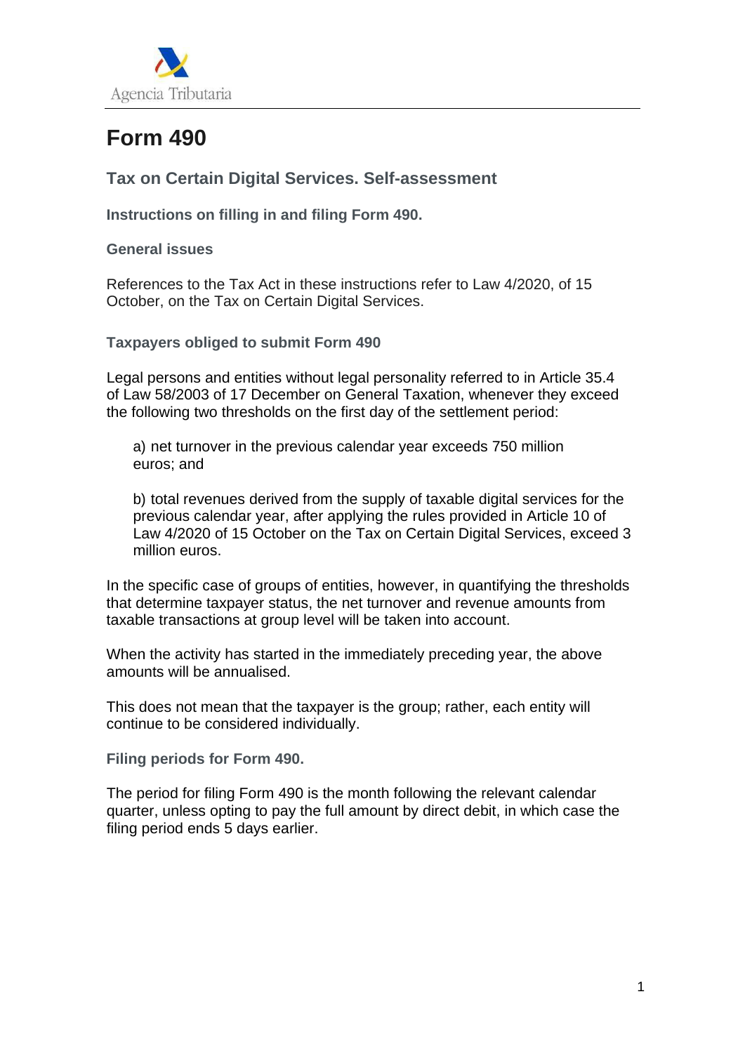Agencia Tributaria

# Form 490

## Tax on Certain Digital Services. Self-assessment

### Instructions on filling in and filing Form 490.

### General issues

References to the Tax Act in these instructions refer to Law 4/2020, of 15 October, on the Tax on Certain Digital Services.

### Taxpayers obliged to submit Form 490

Legal persons and entities without legal personality referred to in Article 35.4 of Law 58/2003 of 17 December on General Taxation, whenever they exceed the following two thresholds on the first day of the settlement period:

a) net turnover in the previous calendar year exceeds 750 million euros; and

b) total revenues derived from the supply of taxable digital services for the previous calendar year, after applying the rules provided in Article 10 of Law 4/2020 of 15 October on the Tax on Certain Digital Services, exceed 3 million euros.

In the specific case of groups of entities, however, in quantifying the thresholds that determine taxpayer status, the net turnover and revenue amounts from taxable transactions at group level will be taken into account.

When the activity has started in the immediately preceding year, the above amounts will be annualised.

This does not mean that the taxpayer is the group; rather, each entity will continue to be considered individually.

### Filing periods for Form 490.

The period for filing Form 490 is the month following the relevant calendar quarter, unless opting to pay the full amount by direct debit, in which case the filing period ends 5 days earlier.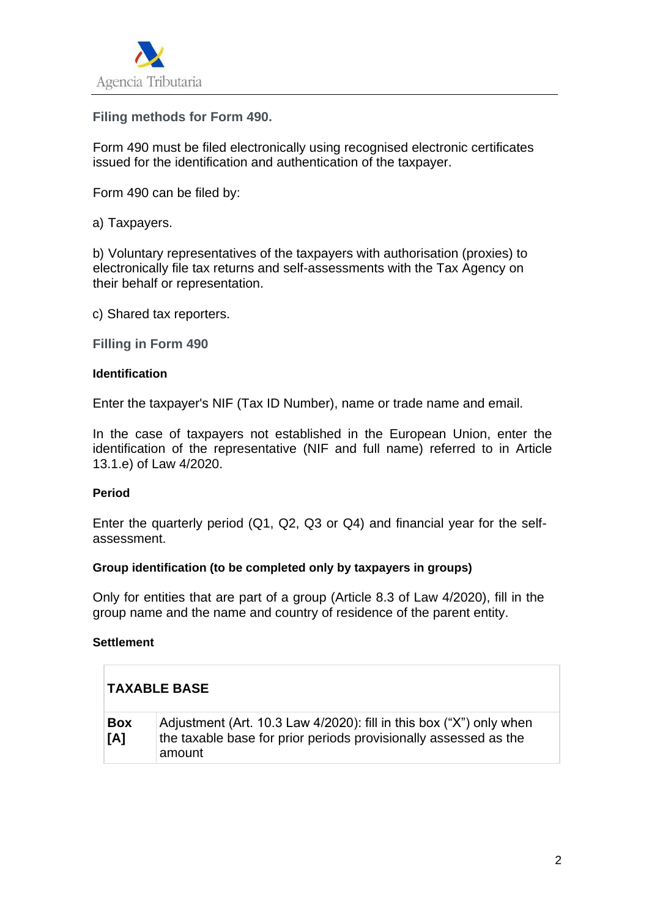## Filing methods for Form 490.

Form 490 must be filed electronically using recognised electronic certificates issued for the identification and authentication of the taxpayer.

Form 490 can be filed by:

a) Taxpayers.

b) Voluntary representatives of the taxpayers with authorisation (proxies) to electronically file tax returns and self-assessments with the Tax Agency on their behalf or representation.

c) Shared tax reporters.

## Filling in Form 490

### Identification

Enter the taxpayer's NIF (Tax ID Number), name or trade name and email.

In the case of taxpayers not established in the European Union, enter the identification of the representative (NIF and full name) referred to in Article 13.1.e) of Law 4/2020.

### Period

Enter the quarterly period (Q1, Q2, Q3 or Q4) and financial year for the self-assessment.

### Group identification (to be completed only by taxpayers in groups)

Only for entities that are part of a group (Article 8.3 of Law 4/2020), fill in the group name and the name and country of residence of the parent entity.

### Settlement

| TAXABLE BASE | |
|---|---|
| **Box [A]** | Adjustment (Art. 10.3 Law 4/2020): fill in this box ("X") only when the taxable base for prior periods provisionally assessed as the amount |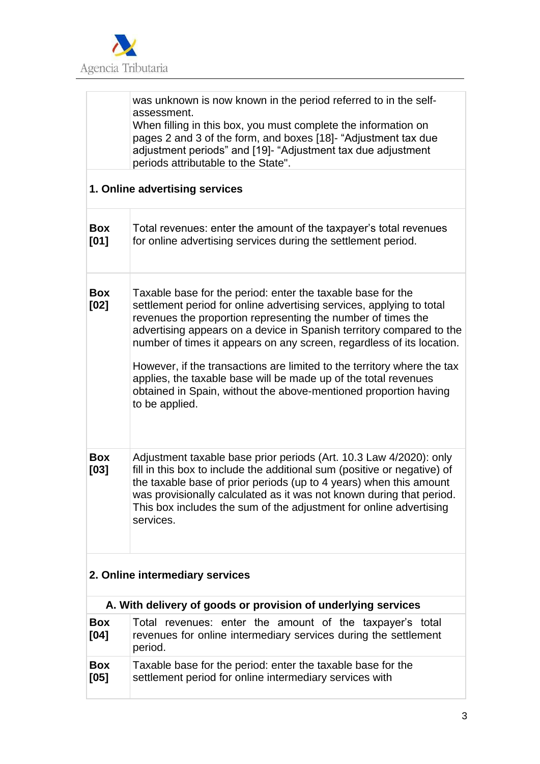| | |
|---|---|
| | was unknown is now known in the period referred to in the self-assessment. When filling in this box, you must complete the information on pages 2 and 3 of the form, and boxes [18]- “Adjustment tax due adjustment periods” and [19]- “Adjustment tax due adjustment periods attributable to the State". |
| **1. Online advertising services** | |
| **Box [01]** | Total revenues: enter the amount of the taxpayer’s total revenues for online advertising services during the settlement period. |
| **Box [02]** | Taxable base for the period: enter the taxable base for the settlement period for online advertising services, applying to total revenues the proportion representing the number of times the advertising appears on a device in Spanish territory compared to the number of times it appears on any screen, regardless of its location. However, if the transactions are limited to the territory where the tax applies, the taxable base will be made up of the total revenues obtained in Spain, without the above-mentioned proportion having to be applied. |
| **Box [03]** | Adjustment taxable base prior periods (Art. 10.3 Law 4/2020): only fill in this box to include the additional sum (positive or negative) of the taxable base of prior periods (up to 4 years) when this amount was provisionally calculated as it was not known during that period. This box includes the sum of the adjustment for online advertising services. |
| **2. Online intermediary services** | |
| **A. With delivery of goods or provision of underlying services** | |
| **Box [04]** | Total revenues: enter the amount of the taxpayer’s total revenues for online intermediary services during the settlement period. |
| **Box [05]** | Taxable base for the period: enter the taxable base for the settlement period for online intermediary services with |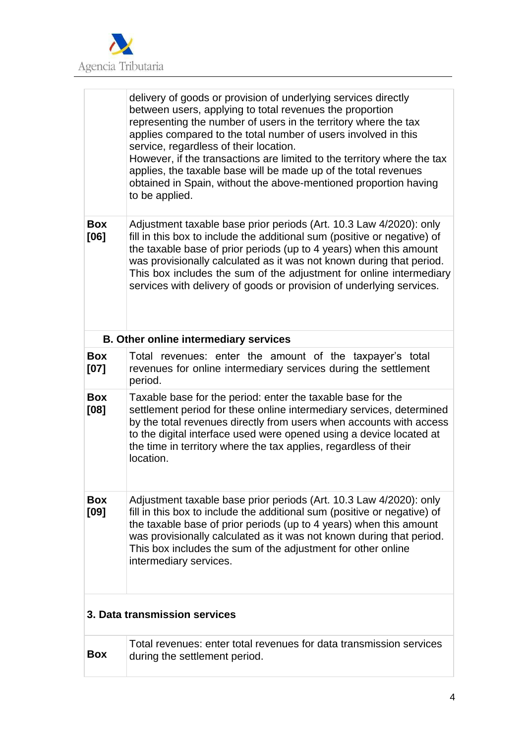| | |
|---|---|
| | delivery of goods or provision of underlying services directly between users, applying to total revenues the proportion representing the number of users in the territory where the tax applies compared to the total number of users involved in this service, regardless of their location.<br>However, if the transactions are limited to the territory where the tax applies, the taxable base will be made up of the total revenues obtained in Spain, without the above-mentioned proportion having to be applied. |
| **Box [06]** | Adjustment taxable base prior periods (Art. 10.3 Law 4/2020): only fill in this box to include the additional sum (positive or negative) of the taxable base of prior periods (up to 4 years) when this amount was provisionally calculated as it was not known during that period. This box includes the sum of the adjustment for online intermediary services with delivery of goods or provision of underlying services. |
| **B. Other online intermediary services** | |
| **Box [07]** | Total revenues: enter the amount of the taxpayer's total revenues for online intermediary services during the settlement period. |
| **Box [08]** | Taxable base for the period: enter the taxable base for the settlement period for these online intermediary services, determined by the total revenues directly from users when accounts with access to the digital interface used were opened using a device located at the time in territory where the tax applies, regardless of their location. |
| **Box [09]** | Adjustment taxable base prior periods (Art. 10.3 Law 4/2020): only fill in this box to include the additional sum (positive or negative) of the taxable base of prior periods (up to 4 years) when this amount was provisionally calculated as it was not known during that period. This box includes the sum of the adjustment for other online intermediary services. |
| **3. Data transmission services** | |
| **Box** | Total revenues: enter total revenues for data transmission services during the settlement period. |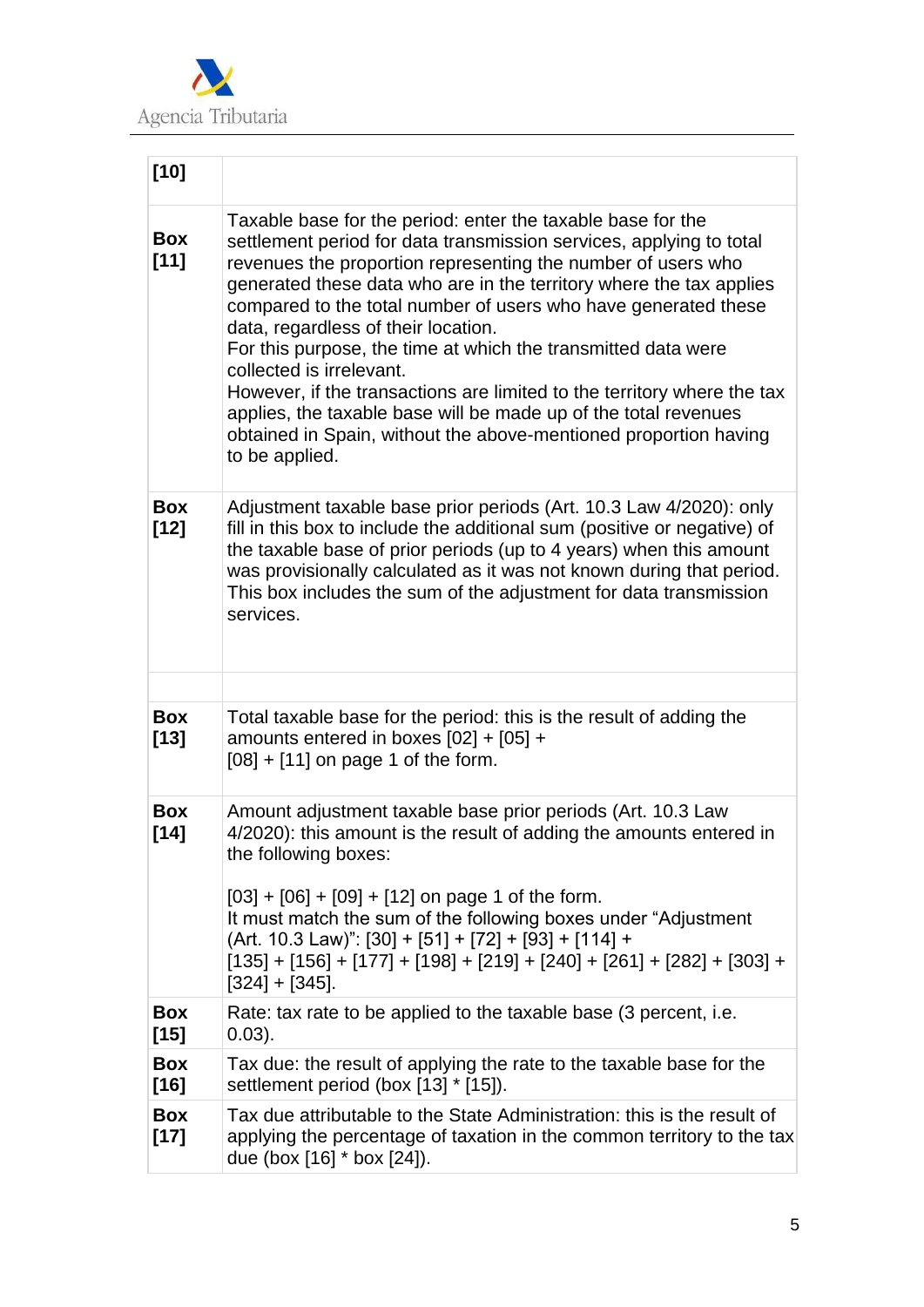| | |
|---|---|
| **[10]** | |
| **Box [11]** | Taxable base for the period: enter the taxable base for the settlement period for data transmission services, applying to total revenues the proportion representing the number of users who generated these data who are in the territory where the tax applies compared to the total number of users who have generated these data, regardless of their location.<br>For this purpose, the time at which the transmitted data were collected is irrelevant.<br>However, if the transactions are limited to the territory where the tax applies, the taxable base will be made up of the total revenues obtained in Spain, without the above-mentioned proportion having to be applied. |
| **Box [12]** | Adjustment taxable base prior periods (Art. 10.3 Law 4/2020): only fill in this box to include the additional sum (positive or negative) of the taxable base of prior periods (up to 4 years) when this amount was provisionally calculated as it was not known during that period. This box includes the sum of the adjustment for data transmission services. |
| | |
| **Box [13]** | Total taxable base for the period: this is the result of adding the amounts entered in boxes [02] + [05] + [08] + [11] on page 1 of the form. |
| **Box [14]** | Amount adjustment taxable base prior periods (Art. 10.3 Law 4/2020): this amount is the result of adding the amounts entered in the following boxes:<br><br>[03] + [06] + [09] + [12] on page 1 of the form.<br>It must match the sum of the following boxes under "Adjustment (Art. 10.3 Law)": [30] + [51] + [72] + [93] + [114] + [135] + [156] + [177] + [198] + [219] + [240] + [261] + [282] + [303] + [324] + [345]. |
| **Box [15]** | Rate: tax rate to be applied to the taxable base (3 percent, i.e. 0.03). |
| **Box [16]** | Tax due: the result of applying the rate to the taxable base for the settlement period (box [13] * [15]). |
| **Box [17]** | Tax due attributable to the State Administration: this is the result of applying the percentage of taxation in the common territory to the tax due (box [16] * box [24]). |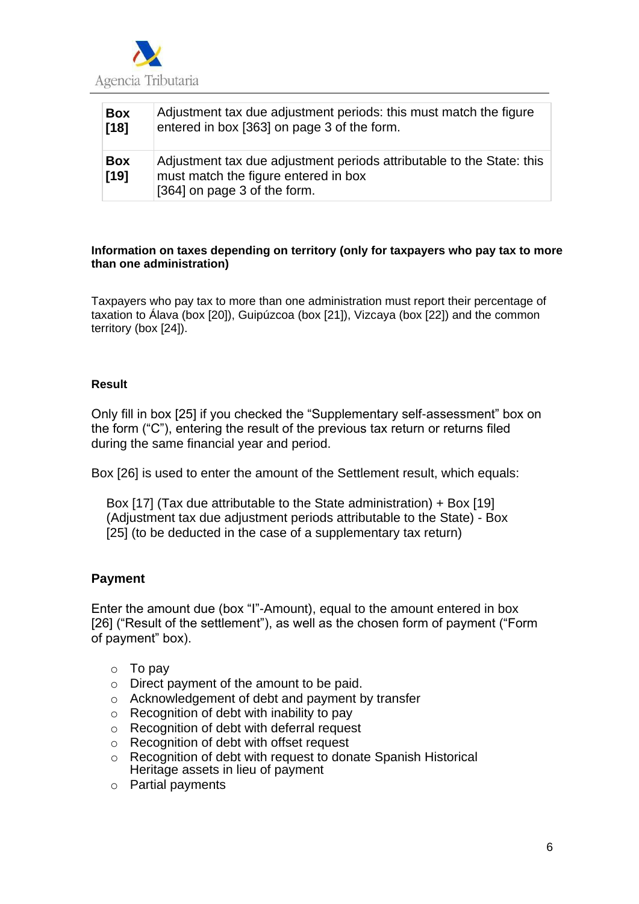| | |
|---|---|
| **Box [18]** | Adjustment tax due adjustment periods: this must match the figure entered in box [363] on page 3 of the form. |
| **Box [19]** | Adjustment tax due adjustment periods attributable to the State: this must match the figure entered in box [364] on page 3 of the form. |

**Information on taxes depending on territory (only for taxpayers who pay tax to more than one administration)**

Taxpayers who pay tax to more than one administration must report their percentage of taxation to Álava (box [20]), Guipúzcoa (box [21]), Vizcaya (box [22]) and the common territory (box [24]).

**Result**

Only fill in box [25] if you checked the "Supplementary self-assessment" box on the form ("C"), entering the result of the previous tax return or returns filed during the same financial year and period.

Box [26] is used to enter the amount of the Settlement result, which equals:

> Box [17] (Tax due attributable to the State administration) + Box [19] (Adjustment tax due adjustment periods attributable to the State) - Box [25] (to be deducted in the case of a supplementary tax return)

**Payment**

Enter the amount due (box "I"-Amount), equal to the amount entered in box [26] ("Result of the settlement"), as well as the chosen form of payment ("Form of payment" box).

- To pay
- Direct payment of the amount to be paid.
- Acknowledgement of debt and payment by transfer
- Recognition of debt with inability to pay
- Recognition of debt with deferral request
- Recognition of debt with offset request
- Recognition of debt with request to donate Spanish Historical Heritage assets in lieu of payment
- Partial payments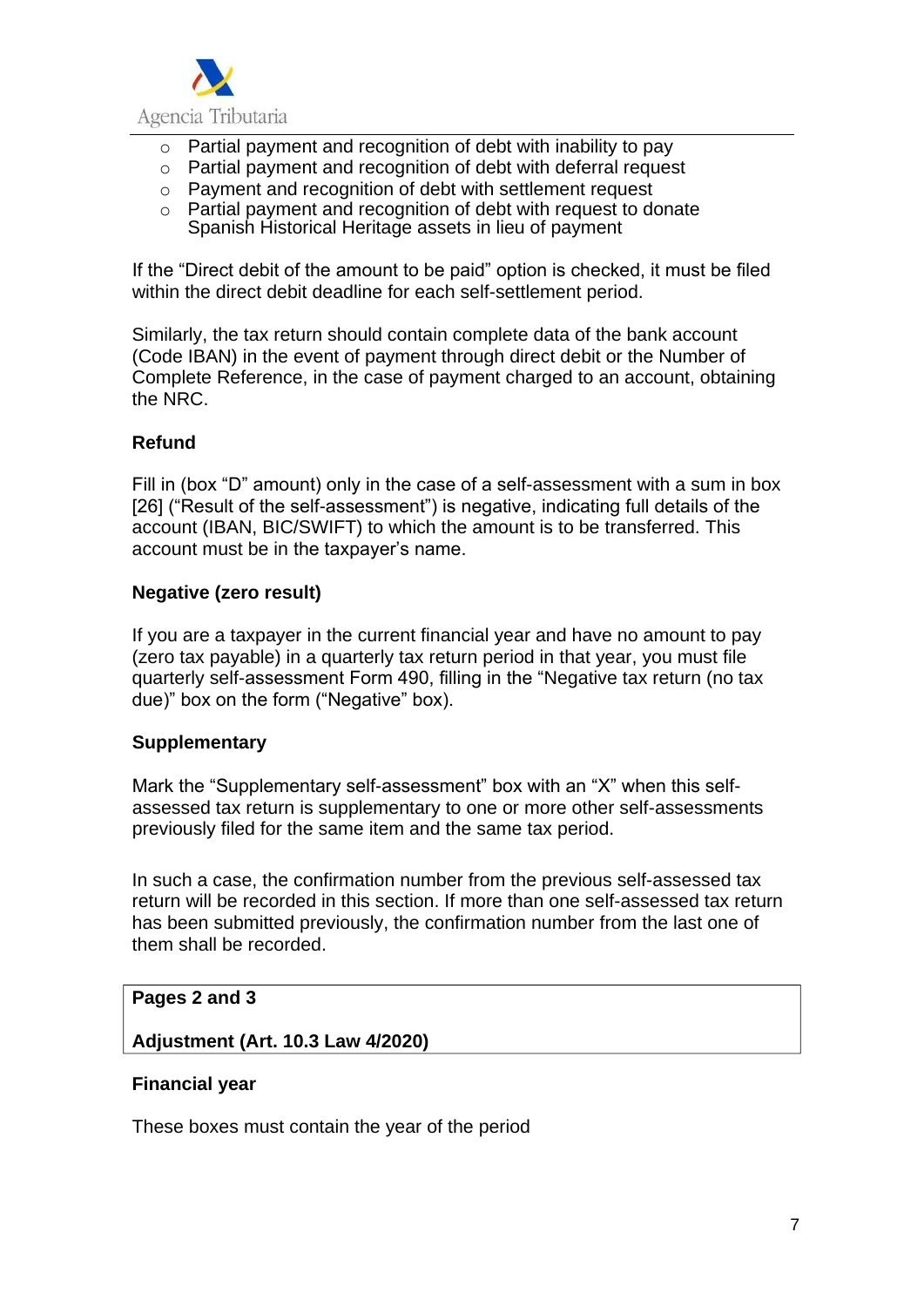- Partial payment and recognition of debt with inability to pay
- Partial payment and recognition of debt with deferral request
- Payment and recognition of debt with settlement request
- Partial payment and recognition of debt with request to donate Spanish Historical Heritage assets in lieu of payment

If the "Direct debit of the amount to be paid" option is checked, it must be filed within the direct debit deadline for each self-settlement period.

Similarly, the tax return should contain complete data of the bank account (Code IBAN) in the event of payment through direct debit or the Number of Complete Reference, in the case of payment charged to an account, obtaining the NRC.

**Refund**

Fill in (box "D" amount) only in the case of a self-assessment with a sum in box [26] ("Result of the self-assessment") is negative, indicating full details of the account (IBAN, BIC/SWIFT) to which the amount is to be transferred. This account must be in the taxpayer's name.

**Negative (zero result)**

If you are a taxpayer in the current financial year and have no amount to pay (zero tax payable) in a quarterly tax return period in that year, you must file quarterly self-assessment Form 490, filling in the "Negative tax return (no tax due)" box on the form ("Negative" box).

**Supplementary**

Mark the "Supplementary self-assessment" box with an "X" when this self-assessed tax return is supplementary to one or more other self-assessments previously filed for the same item and the same tax period.

In such a case, the confirmation number from the previous self-assessed tax return will be recorded in this section. If more than one self-assessed tax return has been submitted previously, the confirmation number from the last one of them shall be recorded.

**Pages 2 and 3**

**Adjustment (Art. 10.3 Law 4/2020)**

**Financial year**

These boxes must contain the year of the period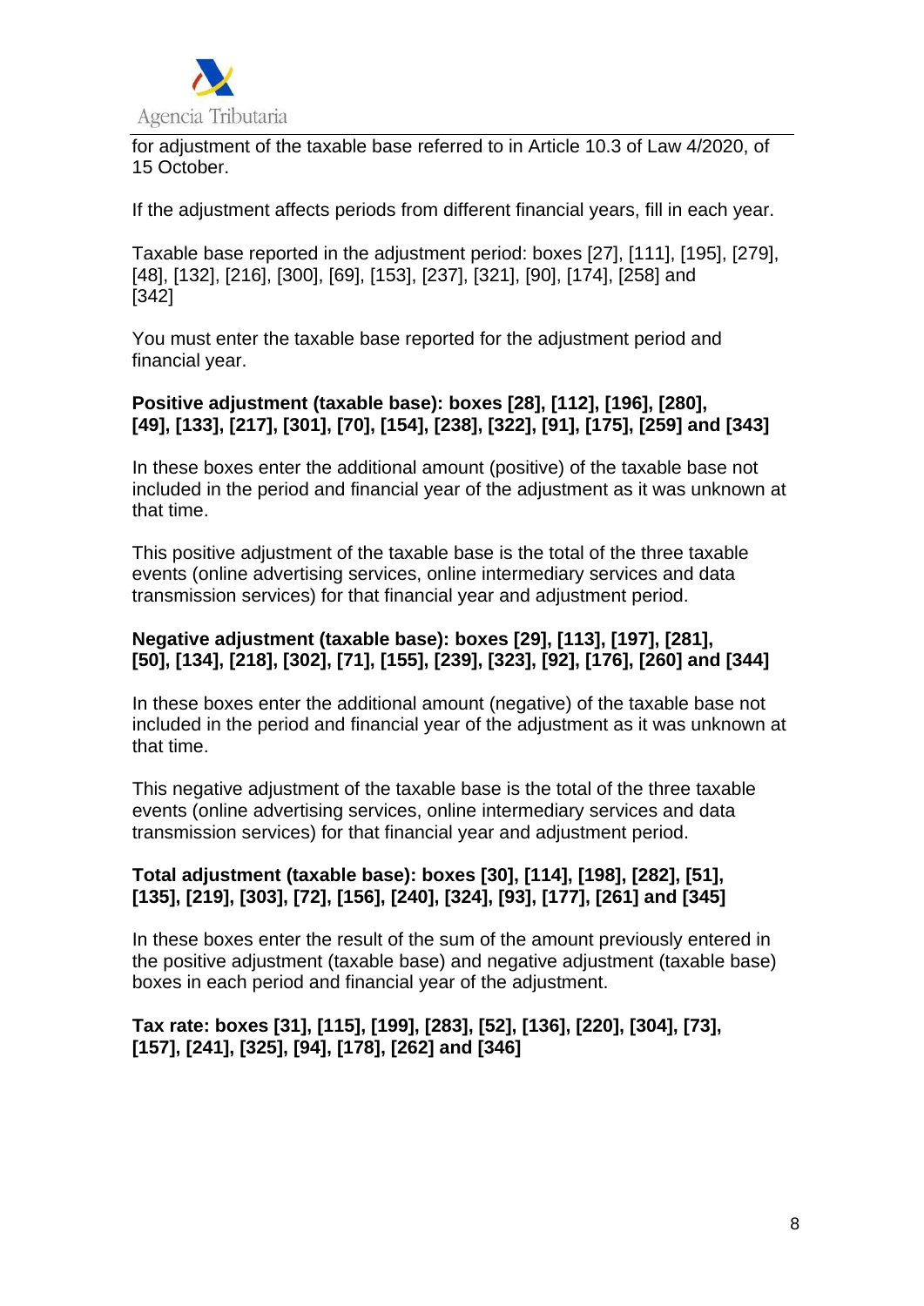for adjustment of the taxable base referred to in Article 10.3 of Law 4/2020, of 15 October.

If the adjustment affects periods from different financial years, fill in each year.

Taxable base reported in the adjustment period: boxes [27], [111], [195], [279], [48], [132], [216], [300], [69], [153], [237], [321], [90], [174], [258] and [342]

You must enter the taxable base reported for the adjustment period and financial year.

**Positive adjustment (taxable base): boxes [28], [112], [196], [280], [49], [133], [217], [301], [70], [154], [238], [322], [91], [175], [259] and [343]**

In these boxes enter the additional amount (positive) of the taxable base not included in the period and financial year of the adjustment as it was unknown at that time.

This positive adjustment of the taxable base is the total of the three taxable events (online advertising services, online intermediary services and data transmission services) for that financial year and adjustment period.

**Negative adjustment (taxable base): boxes [29], [113], [197], [281], [50], [134], [218], [302], [71], [155], [239], [323], [92], [176], [260] and [344]**

In these boxes enter the additional amount (negative) of the taxable base not included in the period and financial year of the adjustment as it was unknown at that time.

This negative adjustment of the taxable base is the total of the three taxable events (online advertising services, online intermediary services and data transmission services) for that financial year and adjustment period.

**Total adjustment (taxable base): boxes [30], [114], [198], [282], [51], [135], [219], [303], [72], [156], [240], [324], [93], [177], [261] and [345]**

In these boxes enter the result of the sum of the amount previously entered in the positive adjustment (taxable base) and negative adjustment (taxable base) boxes in each period and financial year of the adjustment.

**Tax rate: boxes [31], [115], [199], [283], [52], [136], [220], [304], [73], [157], [241], [325], [94], [178], [262] and [346]**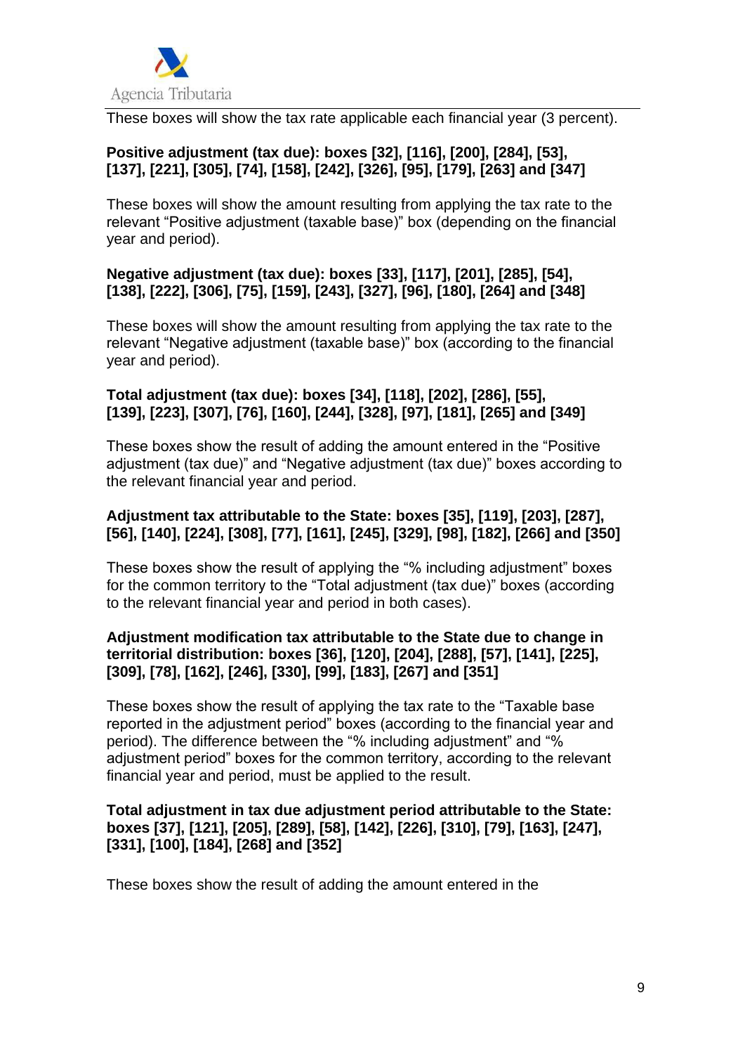These boxes will show the tax rate applicable each financial year (3 percent).

**Positive adjustment (tax due): boxes [32], [116], [200], [284], [53], [137], [221], [305], [74], [158], [242], [326], [95], [179], [263] and [347]**

These boxes will show the amount resulting from applying the tax rate to the relevant "Positive adjustment (taxable base)" box (depending on the financial year and period).

**Negative adjustment (tax due): boxes [33], [117], [201], [285], [54], [138], [222], [306], [75], [159], [243], [327], [96], [180], [264] and [348]**

These boxes will show the amount resulting from applying the tax rate to the relevant "Negative adjustment (taxable base)" box (according to the financial year and period).

**Total adjustment (tax due): boxes [34], [118], [202], [286], [55], [139], [223], [307], [76], [160], [244], [328], [97], [181], [265] and [349]**

These boxes show the result of adding the amount entered in the "Positive adjustment (tax due)" and "Negative adjustment (tax due)" boxes according to the relevant financial year and period.

**Adjustment tax attributable to the State: boxes [35], [119], [203], [287], [56], [140], [224], [308], [77], [161], [245], [329], [98], [182], [266] and [350]**

These boxes show the result of applying the "% including adjustment" boxes for the common territory to the "Total adjustment (tax due)" boxes (according to the relevant financial year and period in both cases).

**Adjustment modification tax attributable to the State due to change in territorial distribution: boxes [36], [120], [204], [288], [57], [141], [225], [309], [78], [162], [246], [330], [99], [183], [267] and [351]**

These boxes show the result of applying the tax rate to the "Taxable base reported in the adjustment period" boxes (according to the financial year and period). The difference between the "% including adjustment" and "% adjustment period" boxes for the common territory, according to the relevant financial year and period, must be applied to the result.

**Total adjustment in tax due adjustment period attributable to the State: boxes [37], [121], [205], [289], [58], [142], [226], [310], [79], [163], [247], [331], [100], [184], [268] and [352]**

These boxes show the result of adding the amount entered in the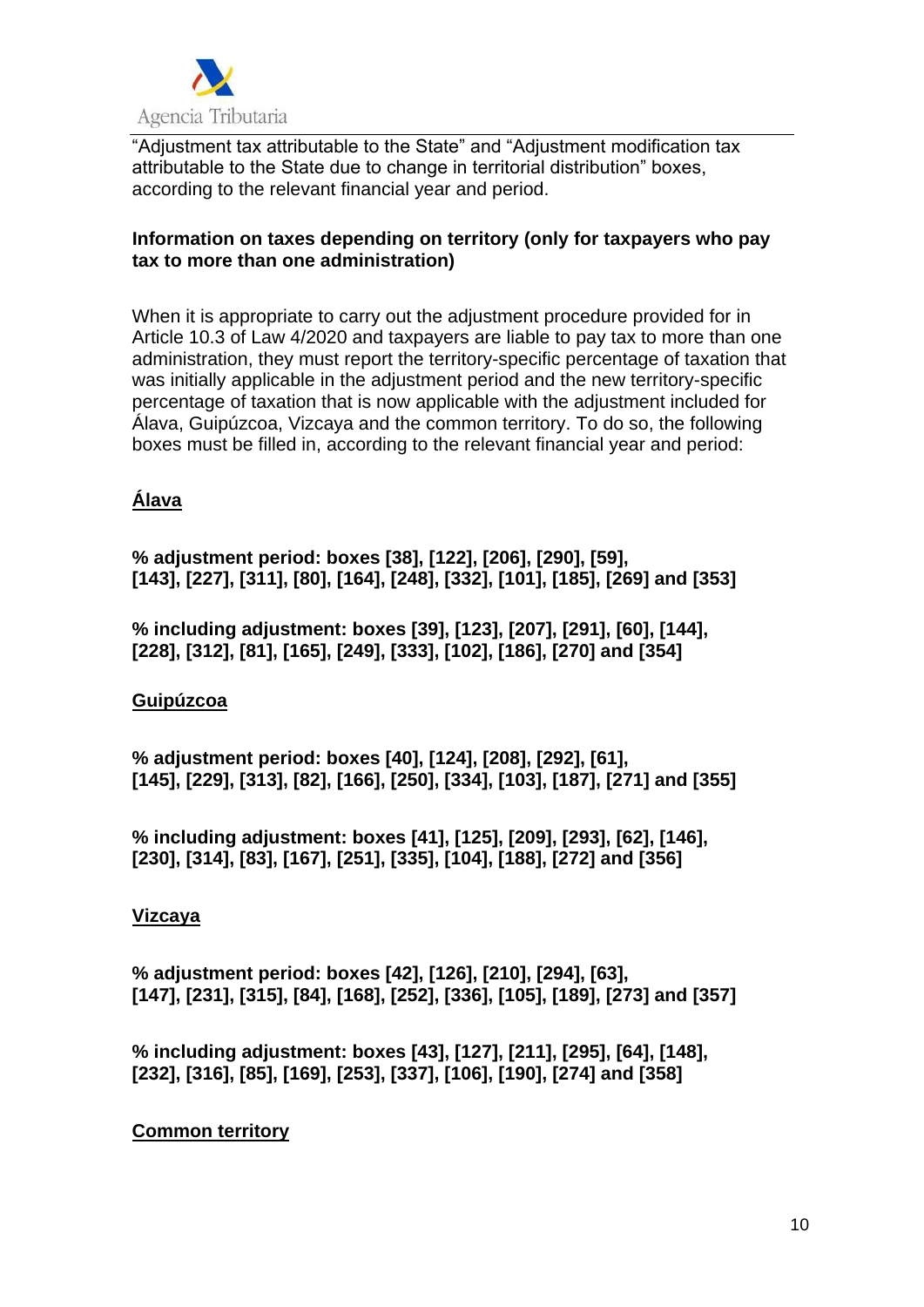"Adjustment tax attributable to the State" and "Adjustment modification tax attributable to the State due to change in territorial distribution" boxes, according to the relevant financial year and period.

**Information on taxes depending on territory (only for taxpayers who pay tax to more than one administration)**

When it is appropriate to carry out the adjustment procedure provided for in Article 10.3 of Law 4/2020 and taxpayers are liable to pay tax to more than one administration, they must report the territory-specific percentage of taxation that was initially applicable in the adjustment period and the new territory-specific percentage of taxation that is now applicable with the adjustment included for Álava, Guipúzcoa, Vizcaya and the common territory. To do so, the following boxes must be filled in, according to the relevant financial year and period:

**Álava**

**% adjustment period: boxes [38], [122], [206], [290], [59], [143], [227], [311], [80], [164], [248], [332], [101], [185], [269] and [353]**

**% including adjustment: boxes [39], [123], [207], [291], [60], [144], [228], [312], [81], [165], [249], [333], [102], [186], [270] and [354]**

**Guipúzcoa**

**% adjustment period: boxes [40], [124], [208], [292], [61], [145], [229], [313], [82], [166], [250], [334], [103], [187], [271] and [355]**

**% including adjustment: boxes [41], [125], [209], [293], [62], [146], [230], [314], [83], [167], [251], [335], [104], [188], [272] and [356]**

**Vizcaya**

**% adjustment period: boxes [42], [126], [210], [294], [63], [147], [231], [315], [84], [168], [252], [336], [105], [189], [273] and [357]**

**% including adjustment: boxes [43], [127], [211], [295], [64], [148], [232], [316], [85], [169], [253], [337], [106], [190], [274] and [358]**

**Common territory**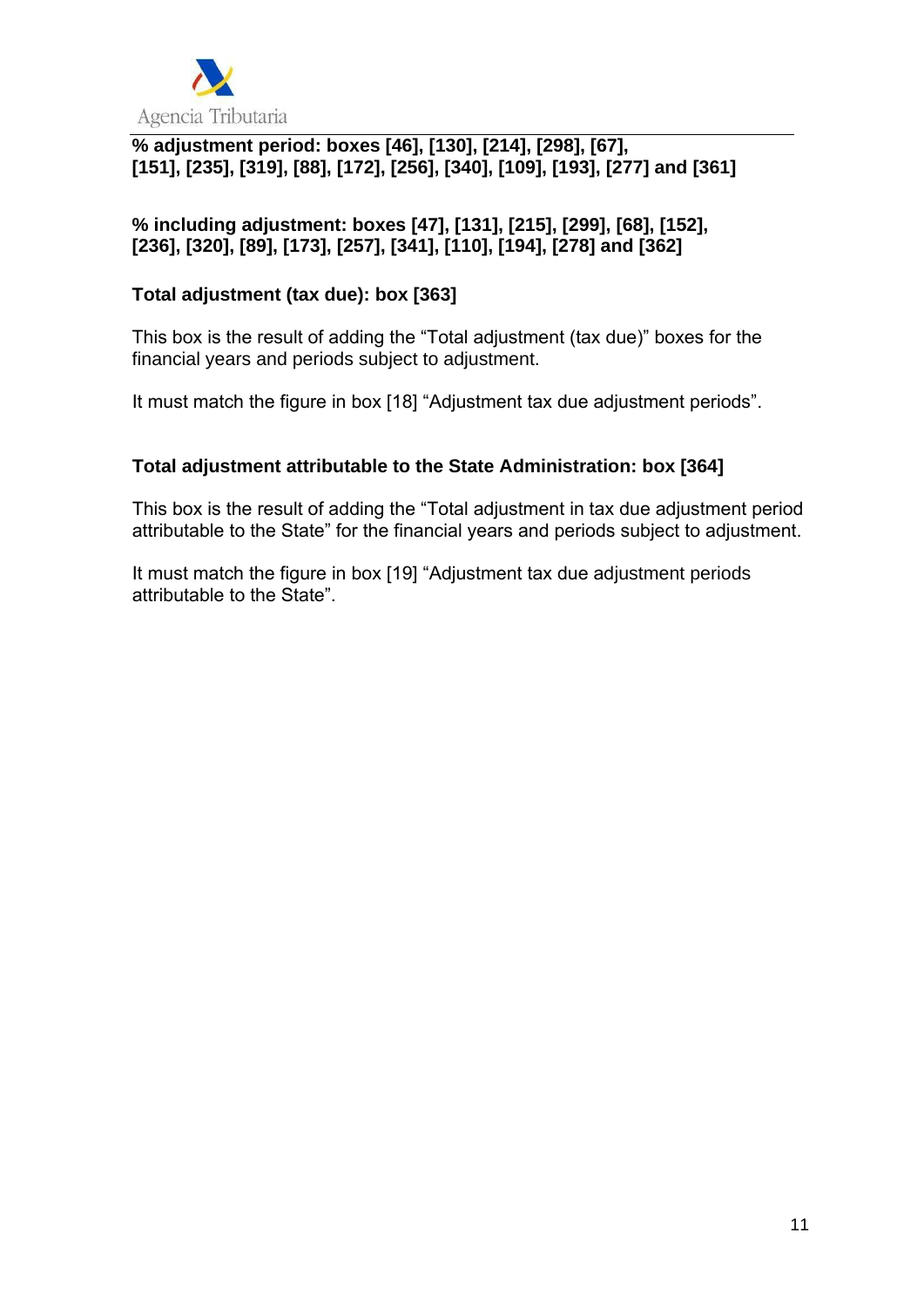**% adjustment period: boxes [46], [130], [214], [298], [67], [151], [235], [319], [88], [172], [256], [340], [109], [193], [277] and [361]**

**% including adjustment: boxes [47], [131], [215], [299], [68], [152], [236], [320], [89], [173], [257], [341], [110], [194], [278] and [362]**

**Total adjustment (tax due): box [363]**

This box is the result of adding the "Total adjustment (tax due)" boxes for the financial years and periods subject to adjustment.

It must match the figure in box [18] "Adjustment tax due adjustment periods".

**Total adjustment attributable to the State Administration: box [364]**

This box is the result of adding the "Total adjustment in tax due adjustment period attributable to the State" for the financial years and periods subject to adjustment.

It must match the figure in box [19] "Adjustment tax due adjustment periods attributable to the State".